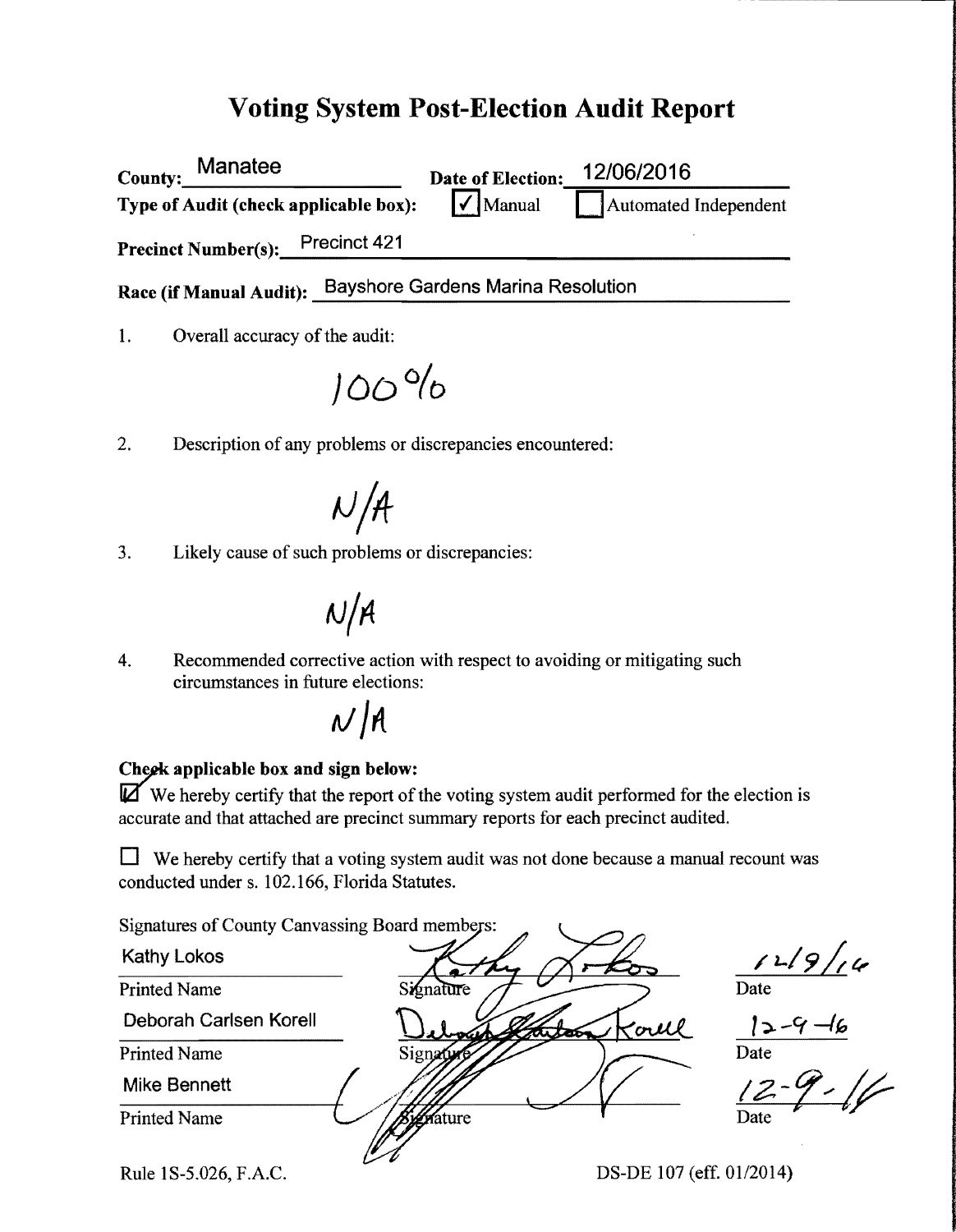# Voting System Post-Election Audit Report

**County:** Manatee **Date of Election:** 12/06/2016

**Type of Audit (check applicable box):** ☑ Manual ☐ Automated Independent

**Precinct Number(s):** Precinct 421

**Race (if Manual Audit):** Bayshore Gardens Marina Resolution

1. Overall accuracy of the audit:

   100%

2. Description of any problems or discrepancies encountered:

   N/A

3. Likely cause of such problems or discrepancies:

   N/A

4. Recommended corrective action with respect to avoiding or mitigating such circumstances in future elections:

   N/A

**Check applicable box and sign below:**

☑ We hereby certify that the report of the voting system audit performed for the election is accurate and that attached are precinct summary reports for each precinct audited.

☐ We hereby certify that a voting system audit was not done because a manual recount was conducted under s. 102.166, Florida Statutes.

Signatures of County Canvassing Board members:

| Printed Name | Signature | Date |
|---|---|---|
| Kathy Lokos | Kathy Lokos | 12/9/16 |
| Deborah Carlsen Korell | Deborah Carlsen Korell | 12-9-16 |
| Mike Bennett | [signature] | 12-9-16 |

Rule 1S-5.026, F.A.C. DS-DE 107 (eff. 01/2014)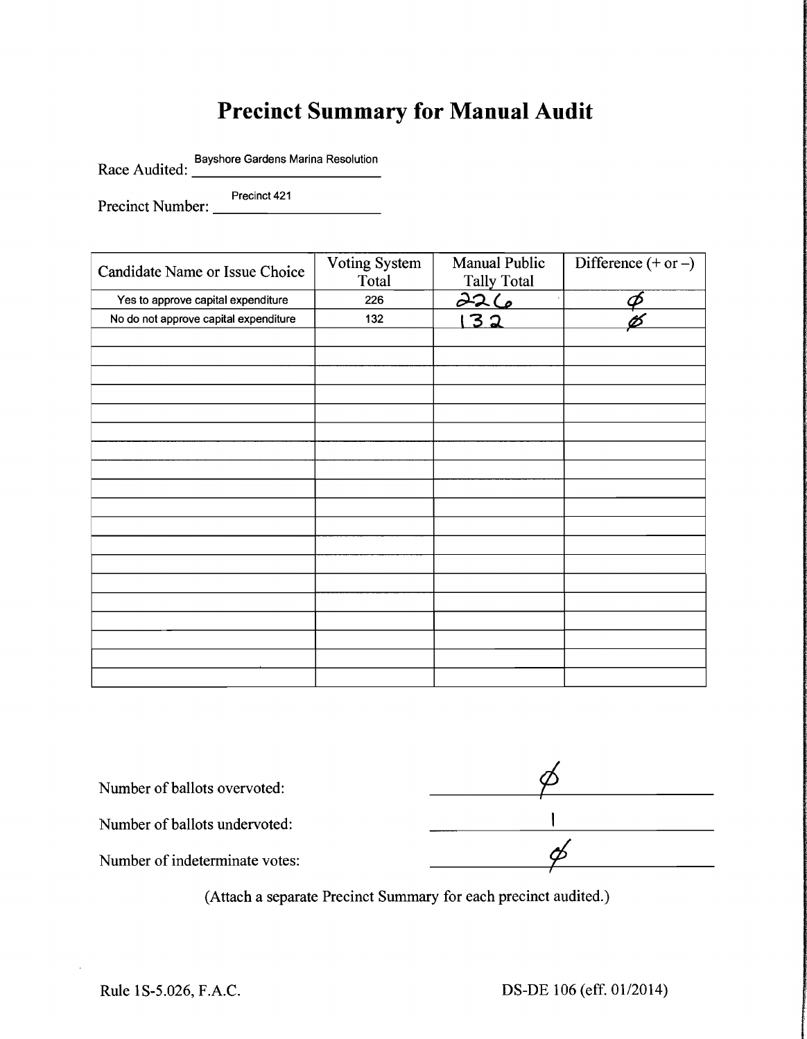# Precinct Summary for Manual Audit

Race Audited: Bayshore Gardens Marina Resolution

Precinct Number: Precinct 421

| Candidate Name or Issue Choice | Voting System Total | Manual Public Tally Total | Difference (+ or –) |
|---|---|---|---|
| Yes to approve capital expenditure | 226 | 226 | Ø |
| No do not approve capital expenditure | 132 | 132 | Ø |
| | | | |
| | | | |
| | | | |
| | | | |
| | | | |
| | | | |
| | | | |
| | | | |
| | | | |
| | | | |
| | | | |
| | | | |
| | | | |
| | | | |
| | | | |
| | | | |
| | | | |
| | | | |
| | | | |

Number of ballots overvoted: Ø

Number of ballots undervoted: 1

Number of indeterminate votes: Ø

(Attach a separate Precinct Summary for each precinct audited.)

Rule 1S-5.026, F.A.C.

DS-DE 106 (eff. 01/2014)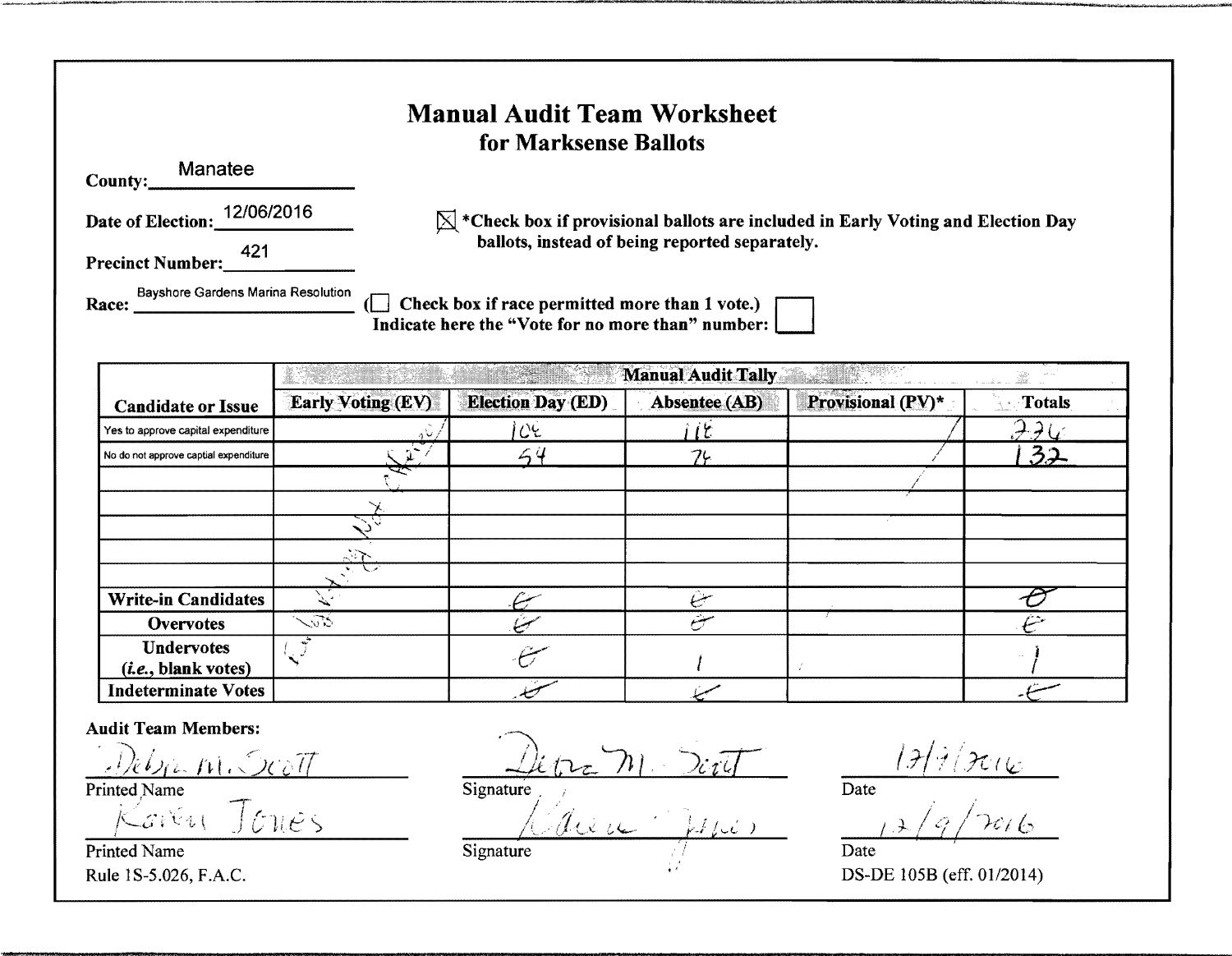# Manual Audit Team Worksheet
## for Marksense Ballots

**County:** Manatee

**Date of Election:** 12/06/2016

**Precinct Number:** 421

**Race:** Bayshore Gardens Marina Resolution

☒ *Check box if provisional ballots are included in Early Voting and Election Day ballots, instead of being reported separately.

(☐ Check box if race permitted more than 1 vote.) Indicate here the "Vote for no more than" number: ☐

| Candidate or Issue | Manual Audit Tally | | | | |
|---|---|---|---|---|---|
| | **Early Voting (EV)** | **Election Day (ED)** | **Absentee (AB)** | **Provisional (PV)*** | **Totals** |
| Yes to approve capital expenditure | Early Voting Not Audited | 108 | 118 | / | 226 |
| No do not approve captial expenditure | | 54 | 78 | / | 132 |
| | | | | | |
| | | | | | |
| | | | | | |
| | | | | | |
| | | | | | |
| **Write-in Candidates** | | 0 | 0 | | 0 |
| **Overvotes** | | 0 | 0 | | 0 |
| **Undervotes** (*i.e.*, blank votes) | | 0 | 1 | | 1 |
| **Indeterminate Votes** | | 0 | 0 | | 0 |

**Audit Team Members:**

| Printed Name | Signature | Date |
|---|---|---|
| Debra M. Scott | Debra M. Scott | 12/9/2016 |
| Karen Jones | Karen Jones | 12/9/2016 |

Rule 1S-5.026, F.A.C.

DS-DE 105B (eff. 01/2014)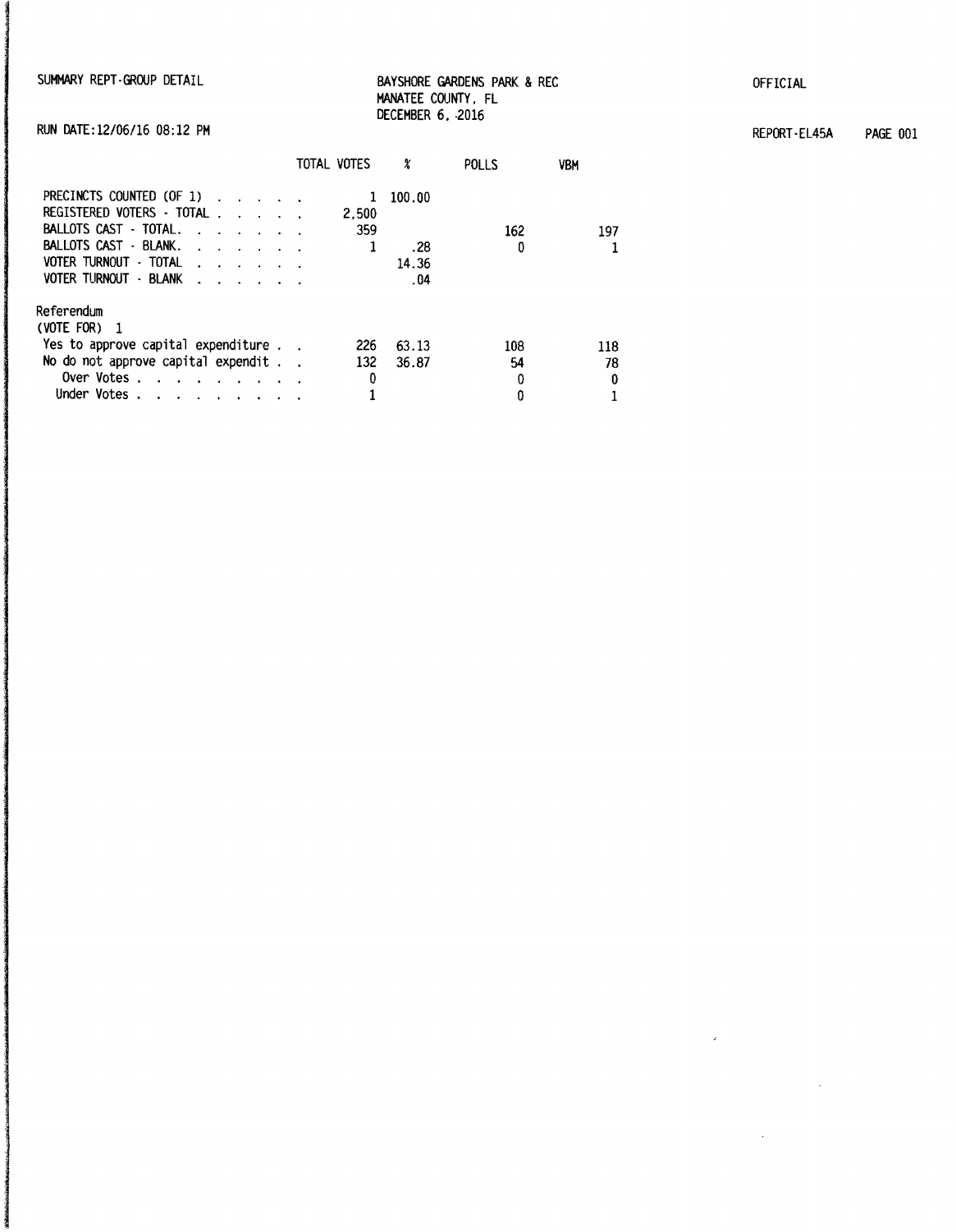SUMMARY REPT-GROUP DETAIL

BAYSHORE GARDENS PARK & REC
MANATEE COUNTY, FL
DECEMBER 6, 2016

OFFICIAL

RUN DATE:12/06/16 08:12 PM

REPORT-EL45A PAGE 001

| | TOTAL VOTES | % | POLLS | VBM |
|---|---|---|---|---|
| PRECINCTS COUNTED (OF 1) . . . . . . | 1 | 100.00 | | |
| REGISTERED VOTERS - TOTAL . . . . . . | 2,500 | | | |
| BALLOTS CAST - TOTAL. . . . . . . . | 359 | | 162 | 197 |
| BALLOTS CAST - BLANK. . . . . . . . | 1 | .28 | 0 | 1 |
| VOTER TURNOUT - TOTAL . . . . . . . | | 14.36 | | |
| VOTER TURNOUT - BLANK . . . . . . . | | .04 | | |

Referendum
(VOTE FOR) 1

| | TOTAL VOTES | % | POLLS | VBM |
|---|---|---|---|---|
| Yes to approve capital expenditure . . | 226 | 63.13 | 108 | 118 |
| No do not approve capital expendit . . | 132 | 36.87 | 54 | 78 |
| Over Votes . . . . . . . . . . | 0 | | 0 | 0 |
| Under Votes . . . . . . . . . . | 1 | | 0 | 1 |